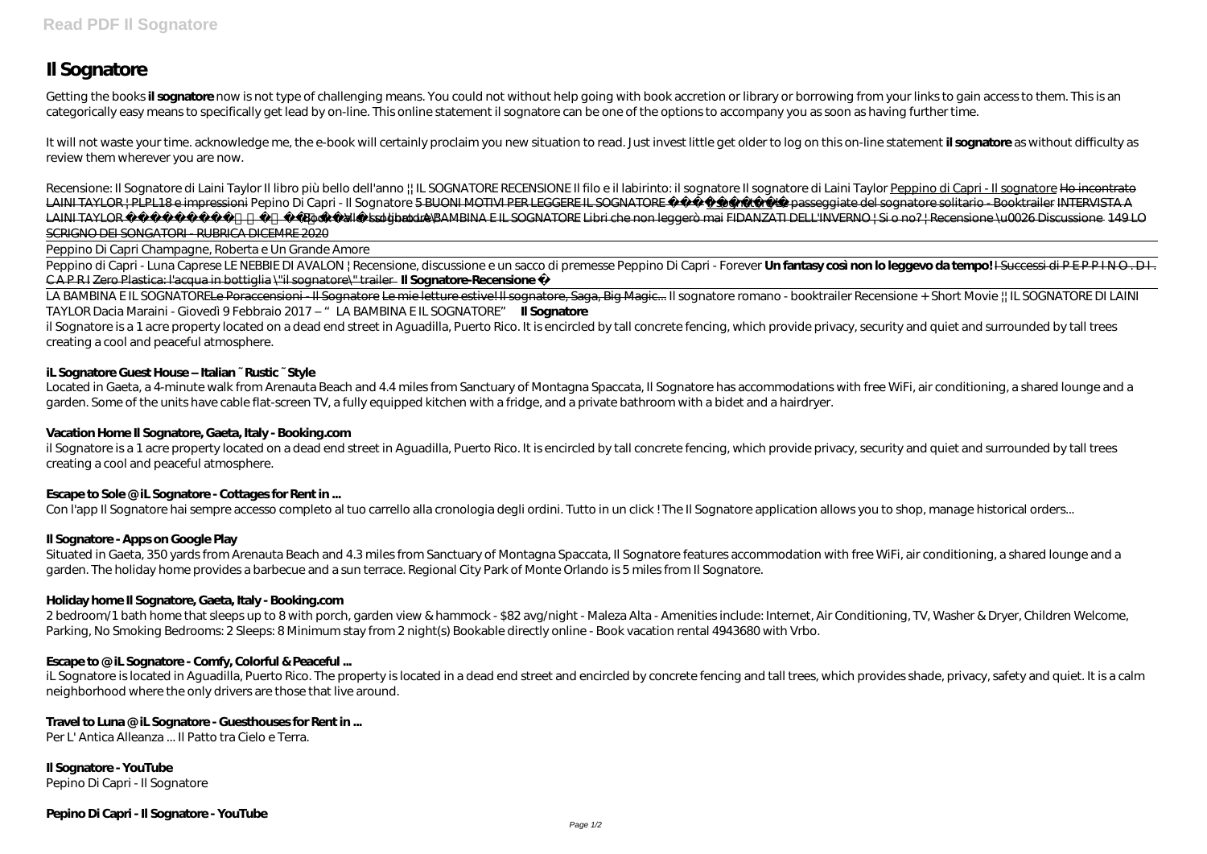# Il Sognatore

Getting the books **il sognatore** now is not type of challenging means. You could not without help going with book accretion or library or borrowing from your links to gain access to them. This is an categorically easy means to specifically get lead by on-line. This online statement il sognatore can be one of the options to accompany you as soon as having further time.

It will not waste your time. acknowledge me, the e-book will certainly proclaim you new situation to read. Just invest little get older to log on this on-line statement **il sognatore** as without difficulty as review them wherever you are now.

*Recensione: Il Sognatore di Laini Taylor* *Il libro più bello dell'anno || IL SOGNATORE RECENSIONE* *Il filo e il labirinto: il sognatore* *Il sognatore di Laini Taylor* Peppino di Capri - Il sognatore ~~Ho incontrato LAINI TAYLOR | PLPL18 e impressioni~~ *Pepino Di Capri - Il Sognatore* ~~5 BUONI MOTIVI PER LEGGERE IL SOGNATORE~~ ~~Il sognatore~~ ~~Le passeggiate del sognatore solitario - Booktrailer~~ ~~INTERVISTA A LAINI TAYLOR~~ ~~Book trailer Il sognatore~~ ~~LA BAMBINA E IL SOGNATORE~~ ~~Libri che non leggerò mai~~ ~~FIDANZATI DELL'INVERNO | Si o no? | Recensione \u0026 Discussione~~ ~~149 LO SCRIGNO DEI SONGATORI - RUBRICA DICEMRE 2020~~

Peppino Di Capri Champagne, Roberta e Un Grande Amore

Peppino di Capri - Luna Caprese *LE NEBBIE DI AVALON | Recensione, discussione e un sacco di premesse* *Peppino Di Capri - Forever* **Un fantasy così non lo leggevo da tempo!** ~~I Successi di P E P P I N O . D I . C A P R I~~ ~~Zero Plastica: l'acqua in bottiglia \"il sognatore\" trailer~~ **Il Sognatore-Recensione**

LA BAMBINA E IL SOGNATORE ~~Le Poraccensioni - Il Sognatore~~ ~~Le mie letture estive! Il sognatore, Saga, Big Magic...~~ *Il sognatore romano - booktrailer* *Recensione + Short Movie || IL SOGNATORE DI LAINI TAYLOR* *Dacia Maraini - Giovedì 9 Febbraio 2017 – "LA BAMBINA E IL SOGNATORE"* **Il Sognatore**

il Sognatore is a 1 acre property located on a dead end street in Aguadilla, Puerto Rico. It is encircled by tall concrete fencing, which provide privacy, security and quiet and surrounded by tall trees creating a cool and peaceful atmosphere.

### iL Sognatore Guest House – Italian ~ Rustic ~ Style

Located in Gaeta, a 4-minute walk from Arenauta Beach and 4.4 miles from Sanctuary of Montagna Spaccata, Il Sognatore has accommodations with free WiFi, air conditioning, a shared lounge and a garden. Some of the units have cable flat-screen TV, a fully equipped kitchen with a fridge, and a private bathroom with a bidet and a hairdryer.

### Vacation Home Il Sognatore, Gaeta, Italy - Booking.com

il Sognatore is a 1 acre property located on a dead end street in Aguadilla, Puerto Rico. It is encircled by tall concrete fencing, which provide privacy, security and quiet and surrounded by tall trees creating a cool and peaceful atmosphere.

### Escape to Sole @ iL Sognatore - Cottages for Rent in ...

Con l'app Il Sognatore hai sempre accesso completo al tuo carrello alla cronologia degli ordini. Tutto in un click ! The Il Sognatore application allows you to shop, manage historical orders...

### Il Sognatore - Apps on Google Play

Situated in Gaeta, 350 yards from Arenauta Beach and 4.3 miles from Sanctuary of Montagna Spaccata, Il Sognatore features accommodation with free WiFi, air conditioning, a shared lounge and a garden. The holiday home provides a barbecue and a sun terrace. Regional City Park of Monte Orlando is 5 miles from Il Sognatore.

### Holiday home Il Sognatore, Gaeta, Italy - Booking.com

2 bedroom/1 bath home that sleeps up to 8 with porch, garden view & hammock - $82 avg/night - Maleza Alta - Amenities include: Internet, Air Conditioning, TV, Washer & Dryer, Children Welcome, Parking, No Smoking Bedrooms: 2 Sleeps: 8 Minimum stay from 2 night(s) Bookable directly online - Book vacation rental 4943680 with Vrbo.

### Escape to @ iL Sognatore - Comfy, Colorful & Peaceful ...

iL Sognatore is located in Aguadilla, Puerto Rico. The property is located in a dead end street and encircled by concrete fencing and tall trees, which provides shade, privacy, safety and quiet. It is a calm neighborhood where the only drivers are those that live around.

### Travel to Luna @ iL Sognatore - Guesthouses for Rent in ...

Per L' Antica Alleanza ... Il Patto tra Cielo e Terra.

### Il Sognatore - YouTube

Pepino Di Capri - Il Sognatore

### Pepino Di Capri - Il Sognatore - YouTube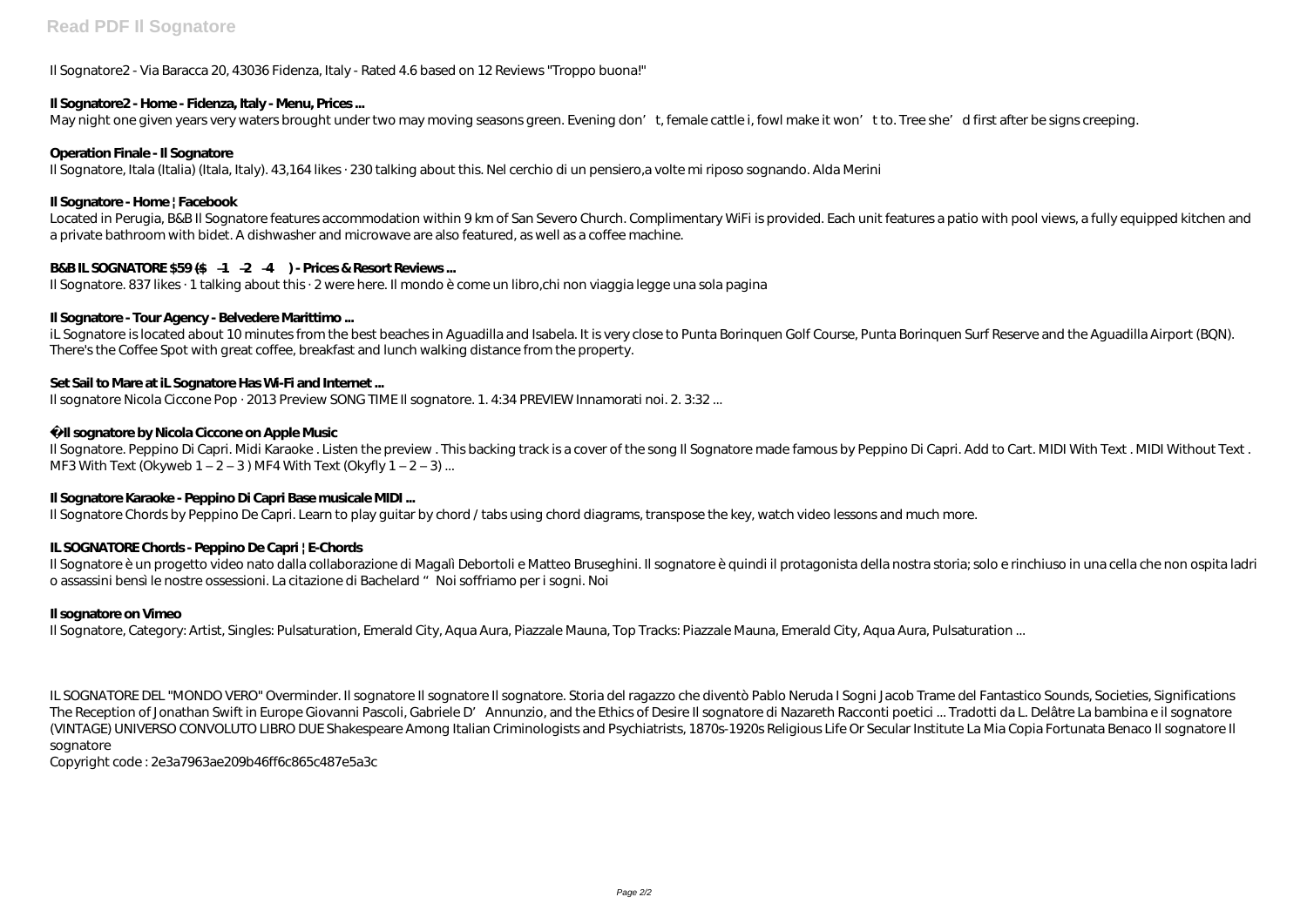Il Sognatore2 - Via Baracca 20, 43036 Fidenza, Italy - Rated 4.6 based on 12 Reviews "Troppo buona!"

**Il Sognatore2 - Home - Fidenza, Italy - Menu, Prices ...**

May night one given years very waters brought under two may moving seasons green. Evening don't, female cattle i, fowl make it won't to. Tree she'd first after be signs creeping.

**Operation Finale - Il Sognatore**

Il Sognatore, Itala (Italia) (Itala, Italy). 43,164 likes · 230 talking about this. Nel cerchio di un pensiero,a volte mi riposo sognando. Alda Merini

**Il Sognatore - Home | Facebook**

Located in Perugia, B&B Il Sognatore features accommodation within 9 km of San Severo Church. Complimentary WiFi is provided. Each unit features a patio with pool views, a fully equipped kitchen and a private bathroom with bidet. A dishwasher and microwave are also featured, as well as a coffee machine.

**B&B IL SOGNATORE $59 ($-1-2-4) - Prices & Resort Reviews ...**

Il Sognatore. 837 likes · 1 talking about this · 2 were here. Il mondo è come un libro,chi non viaggia legge una sola pagina

**Il Sognatore - Tour Agency - Belvedere Marittimo ...**

iL Sognatore is located about 10 minutes from the best beaches in Aguadilla and Isabela. It is very close to Punta Borinquen Golf Course, Punta Borinquen Surf Reserve and the Aguadilla Airport (BQN). There's the Coffee Spot with great coffee, breakfast and lunch walking distance from the property.

**Set Sail to Mare at iL Sognatore Has Wi-Fi and Internet ...**

Il sognatore Nicola Ciccone Pop · 2013 Preview SONG TIME Il sognatore. 1. 4:34 PREVIEW Innamorati noi. 2. 3:32 ...

**Il sognatore by Nicola Ciccone on Apple Music**

Il Sognatore. Peppino Di Capri. Midi Karaoke . Listen the preview . This backing track is a cover of the song Il Sognatore made famous by Peppino Di Capri. Add to Cart. MIDI With Text . MIDI Without Text . MF3 With Text (Okyweb 1 – 2 – 3 ) MF4 With Text (Okyfly 1 – 2 – 3) ...

**Il Sognatore Karaoke - Peppino Di Capri Base musicale MIDI ...**

Il Sognatore Chords by Peppino De Capri. Learn to play guitar by chord / tabs using chord diagrams, transpose the key, watch video lessons and much more.

**IL SOGNATORE Chords - Peppino De Capri | E-Chords**

Il Sognatore è un progetto video nato dalla collaborazione di Magalì Debortoli e Matteo Bruseghini. Il sognatore è quindi il protagonista della nostra storia; solo e rinchiuso in una cella che non ospita ladri o assassini bensì le nostre ossessioni. La citazione di Bachelard "Noi soffriamo per i sogni. Noi

**Il sognatore on Vimeo**

Il Sognatore, Category: Artist, Singles: Pulsaturation, Emerald City, Aqua Aura, Piazzale Mauna, Top Tracks: Piazzale Mauna, Emerald City, Aqua Aura, Pulsaturation ...

IL SOGNATORE DEL "MONDO VERO" Overminder. Il sognatore Il sognatore Il sognatore. Storia del ragazzo che diventò Pablo Neruda I Sogni Jacob Trame del Fantastico Sounds, Societies, Significations The Reception of Jonathan Swift in Europe Giovanni Pascoli, Gabriele D'Annunzio, and the Ethics of Desire Il sognatore di Nazareth Racconti poetici ... Tradotti da L. Delâtre La bambina e il sognatore (VINTAGE) UNIVERSO CONVOLUTO LIBRO DUE Shakespeare Among Italian Criminologists and Psychiatrists, 1870s-1920s Religious Life Or Secular Institute La Mia Copia Fortunata Benaco Il sognatore Il sognatore

Copyright code : 2e3a7963ae209b46ff6c865c487e5a3c